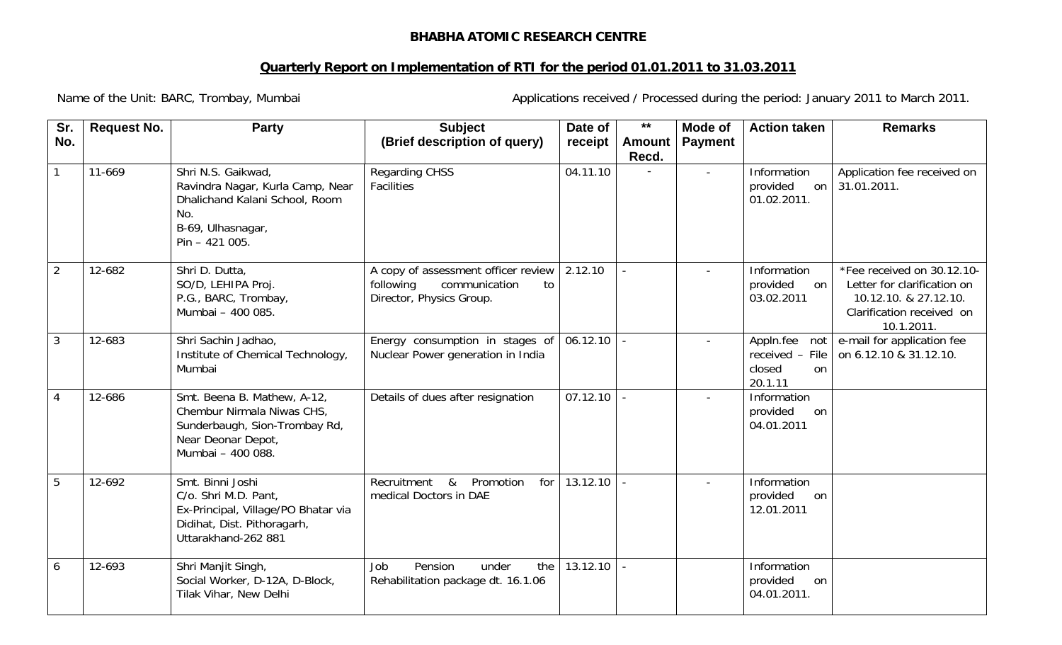**BHABHA ATOMIC RESEARCH CENTRE**

## Quarterly Report on Implementation of RTI for the period 01.01.2011 to 31.03.2011

Name of the Unit: BARC, Trombay, Mumbai

Applications received / Processed during the period: January 2011 to March 2011.

| Sr. No. | Request No. | Party | Subject (Brief description of query) | Date of receipt | ** Amount Recd. | Mode of Payment | Action taken | Remarks |
|---|---|---|---|---|---|---|---|---|
| 1 | 11-669 | Shri N.S. Gaikwad, Ravindra Nagar, Kurla Camp, Near Dhalichand Kalani School, Room No. B-69, Ulhasnagar, Pin – 421 005. | Regarding CHSS Facilities | 04.11.10 | - | - | Information provided on 01.02.2011. | Application fee received on 31.01.2011. |
| 2 | 12-682 | Shri D. Dutta, SO/D, LEHIPA Proj. P.G., BARC, Trombay, Mumbai – 400 085. | A copy of assessment officer review following communication to Director, Physics Group. | 2.12.10 | - | - | Information provided on 03.02.2011 | *Fee received on 30.12.10- Letter for clarification on 10.12.10. & 27.12.10. Clarification received on 10.1.2011. |
| 3 | 12-683 | Shri Sachin Jadhao, Institute of Chemical Technology, Mumbai | Energy consumption in stages of Nuclear Power generation in India | 06.12.10 | - | - | Appln.fee not received – File closed on 20.1.11 | e-mail for application fee on 6.12.10 & 31.12.10. |
| 4 | 12-686 | Smt. Beena B. Mathew, A-12, Chembur Nirmala Niwas CHS, Sunderbaugh, Sion-Trombay Rd, Near Deonar Depot, Mumbai – 400 088. | Details of dues after resignation | 07.12.10 | - | - | Information provided on 04.01.2011 | |
| 5 | 12-692 | Smt. Binni Joshi C/o. Shri M.D. Pant, Ex-Principal, Village/PO Bhatar via Didihat, Dist. Pithoragarh, Uttarakhand-262 881 | Recruitment & Promotion for medical Doctors in DAE | 13.12.10 | - | - | Information provided on 12.01.2011 | |
| 6 | 12-693 | Shri Manjit Singh, Social Worker, D-12A, D-Block, Tilak Vihar, New Delhi | Job Pension under the Rehabilitation package dt. 16.1.06 | 13.12.10 | - | | Information provided on 04.01.2011. | |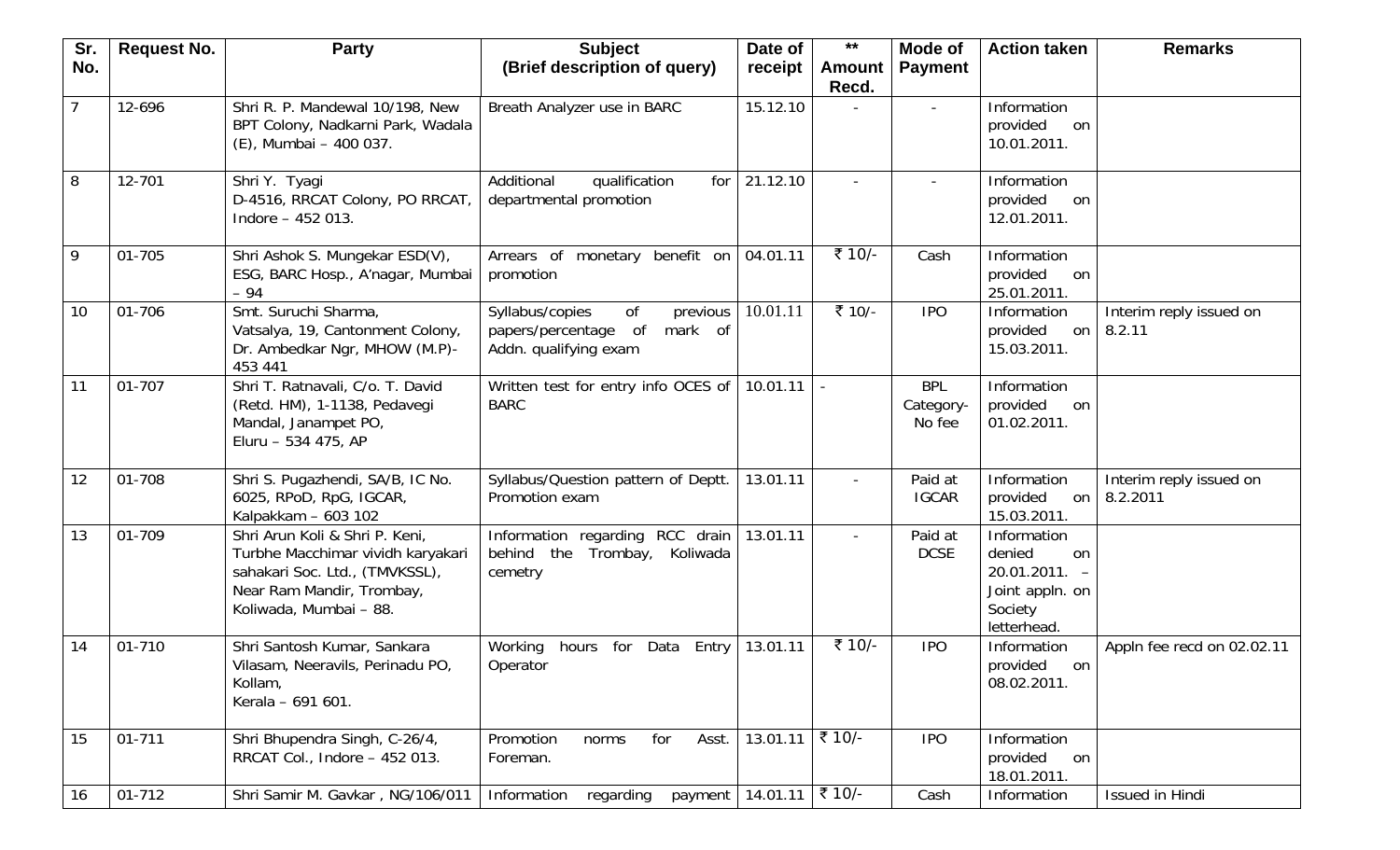| Sr. No. | Request No. | Party | Subject (Brief description of query) | Date of receipt | ** Amount Recd. | Mode of Payment | Action taken | Remarks |
|---|---|---|---|---|---|---|---|---|
| 7 | 12-696 | Shri R. P. Mandewal 10/198, New BPT Colony, Nadkarni Park, Wadala (E), Mumbai – 400 037. | Breath Analyzer use in BARC | 15.12.10 | - | - | Information provided on 10.01.2011. | |
| 8 | 12-701 | Shri Y. Tyagi D-4516, RRCAT Colony, PO RRCAT, Indore – 452 013. | Additional qualification for departmental promotion | 21.12.10 | - | - | Information provided on 12.01.2011. | |
| 9 | 01-705 | Shri Ashok S. Mungekar ESD(V), ESG, BARC Hosp., A'nagar, Mumbai – 94 | Arrears of monetary benefit on promotion | 04.01.11 | ₹ 10/- | Cash | Information provided on 25.01.2011. | |
| 10 | 01-706 | Smt. Suruchi Sharma, Vatsalya, 19, Cantonment Colony, Dr. Ambedkar Ngr, MHOW (M.P)- 453 441 | Syllabus/copies of previous papers/percentage of mark of Addn. qualifying exam | 10.01.11 | ₹ 10/- | IPO | Information provided on 15.03.2011. | Interim reply issued on 8.2.11 |
| 11 | 01-707 | Shri T. Ratnavali, C/o. T. David (Retd. HM), 1-1138, Pedavegi Mandal, Janampet PO, Eluru – 534 475, AP | Written test for entry info OCES of BARC | 10.01.11 | - | BPL Category- No fee | Information provided on 01.02.2011. | |
| 12 | 01-708 | Shri S. Pugazhendi, SA/B, IC No. 6025, RPoD, RpG, IGCAR, Kalpakkam – 603 102 | Syllabus/Question pattern of Deptt. Promotion exam | 13.01.11 | - | Paid at IGCAR | Information provided on 15.03.2011. | Interim reply issued on 8.2.2011 |
| 13 | 01-709 | Shri Arun Koli & Shri P. Keni, Turbhe Macchimar vividh karyakari sahakari Soc. Ltd., (TMVKSSL), Near Ram Mandir, Trombay, Koliwada, Mumbai – 88. | Information regarding RCC drain behind the Trombay, Koliwada cemetry | 13.01.11 | - | Paid at DCSE | Information denied on 20.01.2011. – Joint appln. on Society letterhead. | |
| 14 | 01-710 | Shri Santosh Kumar, Sankara Vilasam, Neeravils, Perinadu PO, Kollam, Kerala – 691 601. | Working hours for Data Entry Operator | 13.01.11 | ₹ 10/- | IPO | Information provided on 08.02.2011. | Appln fee recd on 02.02.11 |
| 15 | 01-711 | Shri Bhupendra Singh, C-26/4, RRCAT Col., Indore – 452 013. | Promotion norms for Asst. Foreman. | 13.01.11 | ₹ 10/- | IPO | Information provided on 18.01.2011. | |
| 16 | 01-712 | Shri Samir M. Gavkar , NG/106/011 | Information regarding payment | 14.01.11 | ₹ 10/- | Cash | Information | Issued in Hindi |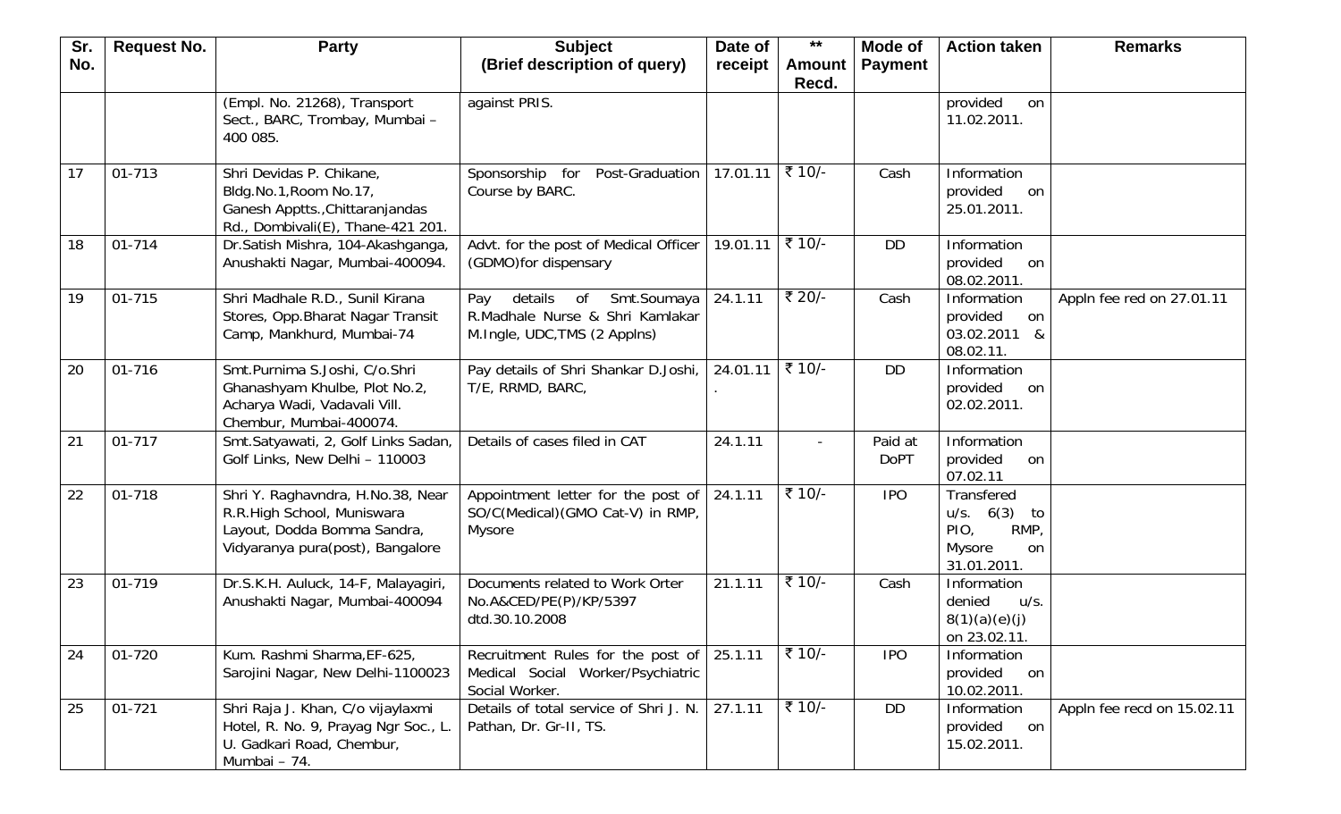| Sr. No. | Request No. | Party | Subject (Brief description of query) | Date of receipt | ** Amount Recd. | Mode of Payment | Action taken | Remarks |
|---|---|---|---|---|---|---|---|---|
| | | (Empl. No. 21268), Transport Sect., BARC, Trombay, Mumbai – 400 085. | against PRIS. | | | | provided on 11.02.2011. | |
| 17 | 01-713 | Shri Devidas P. Chikane, Bldg.No.1,Room No.17, Ganesh Apptts.,Chittaranjandas Rd., Dombivali(E), Thane-421 201. | Sponsorship for Post-Graduation Course by BARC. | 17.01.11 | ₹ 10/- | Cash | Information provided on 25.01.2011. | |
| 18 | 01-714 | Dr.Satish Mishra, 104-Akashganga, Anushakti Nagar, Mumbai-400094. | Advt. for the post of Medical Officer (GDMO)for dispensary | 19.01.11 | ₹ 10/- | DD | Information provided on 08.02.2011. | |
| 19 | 01-715 | Shri Madhale R.D., Sunil Kirana Stores, Opp.Bharat Nagar Transit Camp, Mankhurd, Mumbai-74 | Pay details of Smt.Soumaya R.Madhale Nurse & Shri Kamlakar M.Ingle, UDC,TMS (2 Applns) | 24.1.11 | ₹ 20/- | Cash | Information provided on 03.02.2011 & 08.02.11. | Appln fee red on 27.01.11 |
| 20 | 01-716 | Smt.Purnima S.Joshi, C/o.Shri Ghanashyam Khulbe, Plot No.2, Acharya Wadi, Vadavali Vill. Chembur, Mumbai-400074. | Pay details of Shri Shankar D.Joshi, T/E, RRMD, BARC, | 24.01.11 . | ₹ 10/- | DD | Information provided on 02.02.2011. | |
| 21 | 01-717 | Smt.Satyawati, 2, Golf Links Sadan, Golf Links, New Delhi – 110003 | Details of cases filed in CAT | 24.1.11 | - | Paid at DoPT | Information provided on 07.02.11 | |
| 22 | 01-718 | Shri Y. Raghavndra, H.No.38, Near R.R.High School, Muniswara Layout, Dodda Bomma Sandra, Vidyaranya pura(post), Bangalore | Appointment letter for the post of SO/C(Medical)(GMO Cat-V) in RMP, Mysore | 24.1.11 | ₹ 10/- | IPO | Transfered u/s. 6(3) to PIO, RMP, Mysore on 31.01.2011. | |
| 23 | 01-719 | Dr.S.K.H. Auluck, 14-F, Malayagiri, Anushakti Nagar, Mumbai-400094 | Documents related to Work Orter No.A&CED/PE(P)/KP/5397 dtd.30.10.2008 | 21.1.11 | ₹ 10/- | Cash | Information denied u/s. 8(1)(a)(e)(j) on 23.02.11. | |
| 24 | 01-720 | Kum. Rashmi Sharma,EF-625, Sarojini Nagar, New Delhi-1100023 | Recruitment Rules for the post of Medical Social Worker/Psychiatric Social Worker. | 25.1.11 | ₹ 10/- | IPO | Information provided on 10.02.2011. | |
| 25 | 01-721 | Shri Raja J. Khan, C/o vijaylaxmi Hotel, R. No. 9, Prayag Ngr Soc., L. U. Gadkari Road, Chembur, Mumbai – 74. | Details of total service of Shri J. N. Pathan, Dr. Gr-II, TS. | 27.1.11 | ₹ 10/- | DD | Information provided on 15.02.2011. | Appln fee recd on 15.02.11 |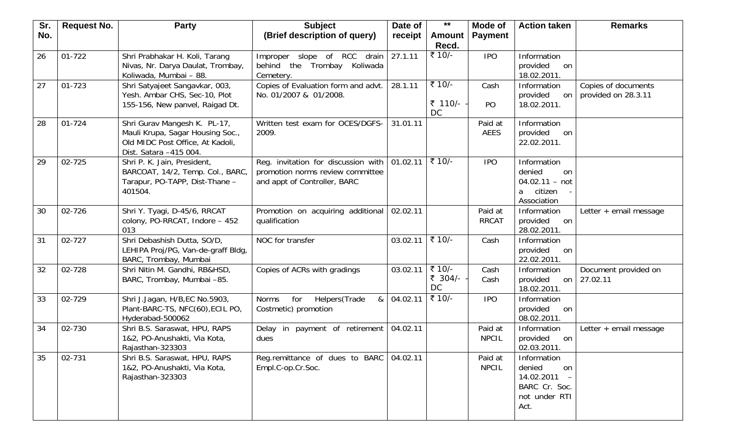| Sr. No. | Request No. | Party | Subject (Brief description of query) | Date of receipt | ** Amount Recd. | Mode of Payment | Action taken | Remarks |
|---|---|---|---|---|---|---|---|---|
| 26 | 01-722 | Shri Prabhakar H. Koli, Tarang Nivas, Nr. Darya Daulat, Trombay, Koliwada, Mumbai – 88. | Improper slope of RCC drain behind the Trombay Koliwada Cemetery. | 27.1.11 | ₹ 10/- | IPO | Information provided on 18.02.2011. | |
| 27 | 01-723 | Shri Satyajeet Sangavkar, 003, Yesh. Ambar CHS, Sec-10, Plot 155-156, New panvel, Raigad Dt. | Copies of Evaluation form and advt. No. 01/2007 & 01/2008. | 28.1.11 | ₹ 10/-<br>₹ 110/- - DC | Cash<br>PO | Information provided on 18.02.2011. | Copies of documents provided on 28.3.11 |
| 28 | 01-724 | Shri Gurav Mangesh K. PL-17, Mauli Krupa, Sagar Housing Soc., Old MIDC Post Office, At Kadoli, Dist. Satara –415 004. | Written test exam for OCES/DGFS-2009. | 31.01.11 | | Paid at AEES | Information provided on 22.02.2011. | |
| 29 | 02-725 | Shri P. K. Jain, President, BARCOAT, 14/2, Temp. Col., BARC, Tarapur, PO-TAPP, Dist-Thane – 401504. | Reg. invitation for discussion with promotion norms review committee and appt of Controller, BARC | 01.02.11 | ₹ 10/- | IPO | Information denied on 04.02.11 – not a citizen - Association | |
| 30 | 02-726 | Shri Y. Tyagi, D-45/6, RRCAT colony, PO-RRCAT, Indore – 452 013 | Promotion on acquiring additional qualification | 02.02.11 | | Paid at RRCAT | Information provided on 28.02.2011. | Letter + email message |
| 31 | 02-727 | Shri Debashish Dutta, SO/D, LEHIPA Proj/PG, Van-de-graff Bldg, BARC, Trombay, Mumbai | NOC for transfer | 03.02.11 | ₹ 10/- | Cash | Information provided on 22.02.2011. | |
| 32 | 02-728 | Shri Nitin M. Gandhi, RB&HSD, BARC, Trombay, Mumbai –85. | Copies of ACRs with gradings | 03.02.11 | ₹ 10/-<br>₹ 304/- - DC | Cash<br>Cash | Information provided on 18.02.2011. | Document provided on 27.02.11 |
| 33 | 02-729 | Shri J.Jagan, H/B,EC No.5903, Plant-BARC-TS, NFC(60),ECIL PO, Hyderabad-500062 | Norms for Helpers(Trade & Costmetic) promotion | 04.02.11 | ₹ 10/- | IPO | Information provided on 08.02.2011. | |
| 34 | 02-730 | Shri B.S. Saraswat, HPU, RAPS 1&2, PO-Anushakti, Via Kota, Rajasthan-323303 | Delay in payment of retirement dues | 04.02.11 | | Paid at NPCIL | Information provided on 02.03.2011. | Letter + email message |
| 35 | 02-731 | Shri B.S. Saraswat, HPU, RAPS 1&2, PO-Anushakti, Via Kota, Rajasthan-323303 | Reg.remittance of dues to BARC Empl.C-op.Cr.Soc. | 04.02.11 | | Paid at NPCIL | Information denied on 14.02.2011 – BARC Cr. Soc. not under RTI Act. | |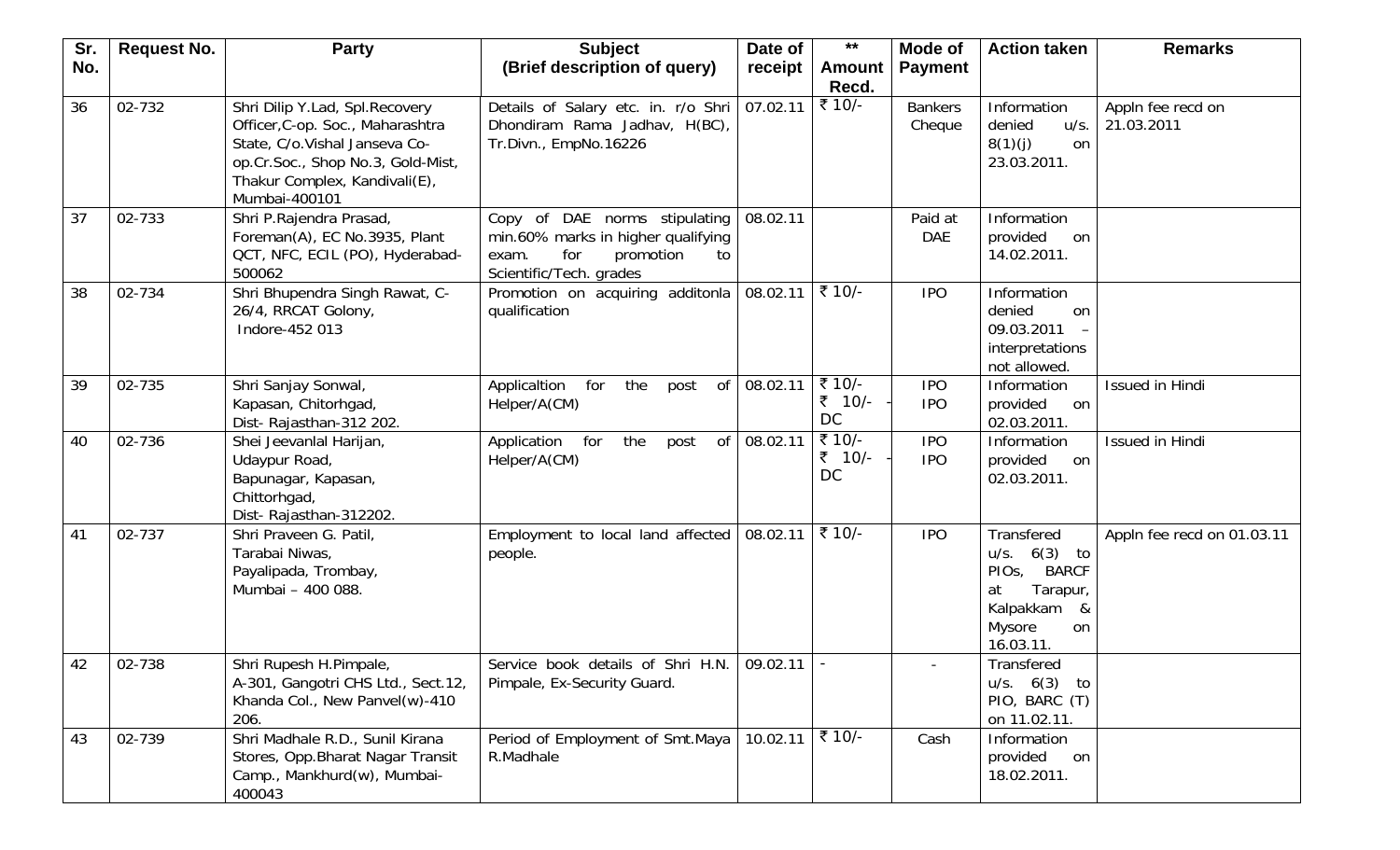| Sr. No. | Request No. | Party | Subject (Brief description of query) | Date of receipt | ** Amount Recd. | Mode of Payment | Action taken | Remarks |
|---|---|---|---|---|---|---|---|---|
| 36 | 02-732 | Shri Dilip Y.Lad, Spl.Recovery Officer,C-op. Soc., Maharashtra State, C/o.Vishal Janseva Co-op.Cr.Soc., Shop No.3, Gold-Mist, Thakur Complex, Kandivali(E), Mumbai-400101 | Details of Salary etc. in. r/o Shri Dhondiram Rama Jadhav, H(BC), Tr.Divn., EmpNo.16226 | 07.02.11 | ₹ 10/- | Bankers Cheque | Information denied u/s. 8(1)(j) on 23.03.2011. | Appln fee recd on 21.03.2011 |
| 37 | 02-733 | Shri P.Rajendra Prasad, Foreman(A), EC No.3935, Plant QCT, NFC, ECIL (PO), Hyderabad-500062 | Copy of DAE norms stipulating min.60% marks in higher qualifying exam. for promotion to Scientific/Tech. grades | 08.02.11 | | Paid at DAE | Information provided on 14.02.2011. | |
| 38 | 02-734 | Shri Bhupendra Singh Rawat, C-26/4, RRCAT Golony, Indore-452 013 | Promotion on acquiring additonla qualification | 08.02.11 | ₹ 10/- | IPO | Information denied on 09.03.2011 – interpretations not allowed. | |
| 39 | 02-735 | Shri Sanjay Sonwal, Kapasan, Chitorhgad, Dist- Rajasthan-312 202. | Applicaltion for the post of Helper/A(CM) | 08.02.11 | ₹ 10/- ₹ 10/- - DC | IPO IPO | Information provided on 02.03.2011. | Issued in Hindi |
| 40 | 02-736 | Shei Jeevanlal Harijan, Udaypur Road, Bapunagar, Kapasan, Chittorhgad, Dist- Rajasthan-312202. | Application for the post of Helper/A(CM) | 08.02.11 | ₹ 10/- ₹ 10/- - DC | IPO IPO | Information provided on 02.03.2011. | Issued in Hindi |
| 41 | 02-737 | Shri Praveen G. Patil, Tarabai Niwas, Payalipada, Trombay, Mumbai – 400 088. | Employment to local land affected people. | 08.02.11 | ₹ 10/- | IPO | Transfered u/s. 6(3) to PIOs, BARCF at Tarapur, Kalpakkam & Mysore on 16.03.11. | Appln fee recd on 01.03.11 |
| 42 | 02-738 | Shri Rupesh H.Pimpale, A-301, Gangotri CHS Ltd., Sect.12, Khanda Col., New Panvel(w)-410 206. | Service book details of Shri H.N. Pimpale, Ex-Security Guard. | 09.02.11 | - | - | Transfered u/s. 6(3) to PIO, BARC (T) on 11.02.11. | |
| 43 | 02-739 | Shri Madhale R.D., Sunil Kirana Stores, Opp.Bharat Nagar Transit Camp., Mankhurd(w), Mumbai-400043 | Period of Employment of Smt.Maya R.Madhale | 10.02.11 | ₹ 10/- | Cash | Information provided on 18.02.2011. | |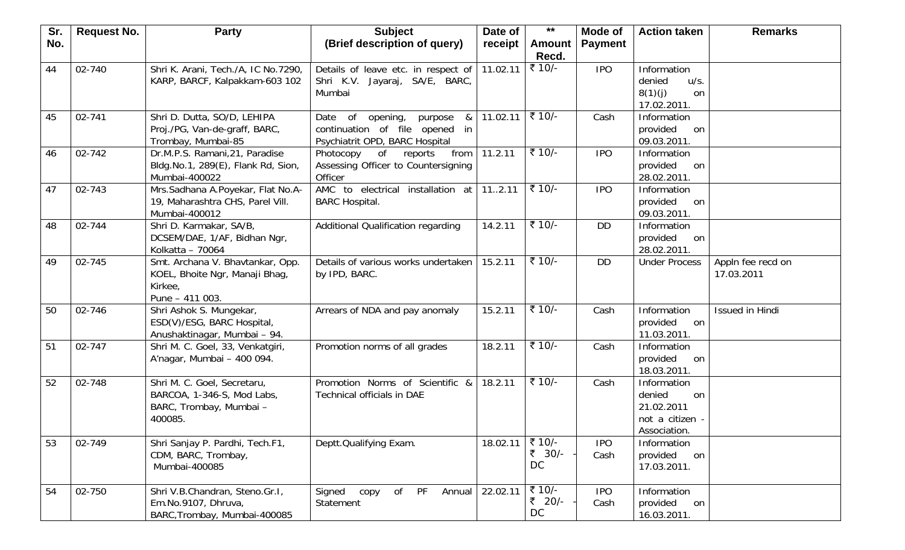| Sr. No. | Request No. | Party | Subject (Brief description of query) | Date of receipt | ** Amount Recd. | Mode of Payment | Action taken | Remarks |
|---|---|---|---|---|---|---|---|---|
| 44 | 02-740 | Shri K. Arani, Tech./A, IC No.7290, KARP, BARCF, Kalpakkam-603 102 | Details of leave etc. in respect of Shri K.V. Jayaraj, SA/E, BARC, Mumbai | 11.02.11 | ₹ 10/- | IPO | Information denied u/s. 8(1)(j) on 17.02.2011. | |
| 45 | 02-741 | Shri D. Dutta, SO/D, LEHIPA Proj./PG, Van-de-graff, BARC, Trombay, Mumbai-85 | Date of opening, purpose & continuation of file opened in Psychiatrit OPD, BARC Hospital | 11.02.11 | ₹ 10/- | Cash | Information provided on 09.03.2011. | |
| 46 | 02-742 | Dr.M.P.S. Ramani,21, Paradise Bldg.No.1, 289(E), Flank Rd, Sion, Mumbai-400022 | Photocopy of reports from Assessing Officer to Countersigning Officer | 11.2.11 | ₹ 10/- | IPO | Information provided on 28.02.2011. | |
| 47 | 02-743 | Mrs.Sadhana A.Poyekar, Flat No.A-19, Maharashtra CHS, Parel Vill. Mumbai-400012 | AMC to electrical installation at BARC Hospital. | 11..2.11 | ₹ 10/- | IPO | Information provided on 09.03.2011. | |
| 48 | 02-744 | Shri D. Karmakar, SA/B, DCSEM/DAE, 1/AF, Bidhan Ngr, Kolkatta – 70064 | Additional Qualification regarding | 14.2.11 | ₹ 10/- | DD | Information provided on 28.02.2011. | |
| 49 | 02-745 | Smt. Archana V. Bhavtankar, Opp. KOEL, Bhoite Ngr, Manaji Bhag, Kirkee, Pune – 411 003. | Details of various works undertaken by IPD, BARC. | 15.2.11 | ₹ 10/- | DD | Under Process | Appln fee recd on 17.03.2011 |
| 50 | 02-746 | Shri Ashok S. Mungekar, ESD(V)/ESG, BARC Hospital, Anushaktinagar, Mumbai – 94. | Arrears of NDA and pay anomaly | 15.2.11 | ₹ 10/- | Cash | Information provided on 11.03.2011. | Issued in Hindi |
| 51 | 02-747 | Shri M. C. Goel, 33, Venkatgiri, A'nagar, Mumbai – 400 094. | Promotion norms of all grades | 18.2.11 | ₹ 10/- | Cash | Information provided on 18.03.2011. | |
| 52 | 02-748 | Shri M. C. Goel, Secretaru, BARCOA, 1-346-S, Mod Labs, BARC, Trombay, Mumbai – 400085. | Promotion Norms of Scientific & Technical officials in DAE | 18.2.11 | ₹ 10/- | Cash | Information denied on 21.02.2011 not a citizen - Association. | |
| 53 | 02-749 | Shri Sanjay P. Pardhi, Tech.F1, CDM, BARC, Trombay, Mumbai-400085 | Deptt.Qualifying Exam. | 18.02.11 | ₹ 10/- ₹ 30/- - DC | IPO Cash | Information provided on 17.03.2011. | |
| 54 | 02-750 | Shri V.B.Chandran, Steno.Gr.I, Em.No.9107, Dhruva, BARC,Trombay, Mumbai-400085 | Signed copy of PF Annual Statement | 22.02.11 | ₹ 10/- ₹ 20/- - DC | IPO Cash | Information provided on 16.03.2011. | |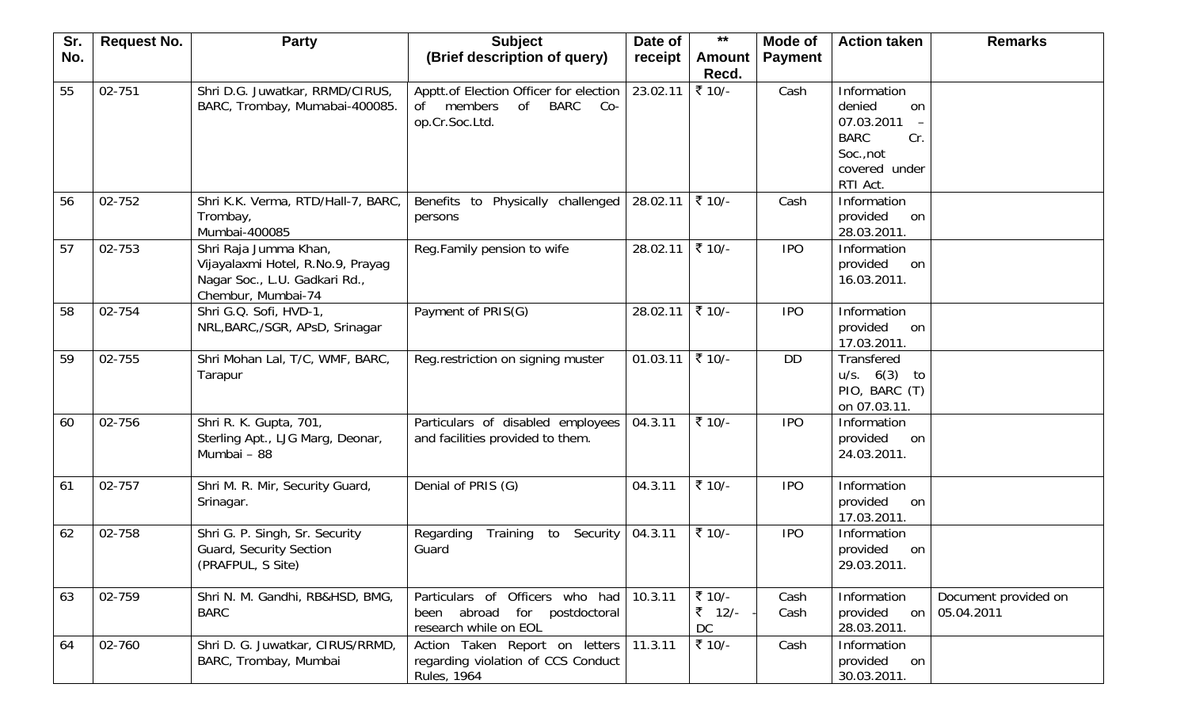| Sr. No. | Request No. | Party | Subject (Brief description of query) | Date of receipt | ** Amount Recd. | Mode of Payment | Action taken | Remarks |
|---|---|---|---|---|---|---|---|---|
| 55 | 02-751 | Shri D.G. Juwatkar, RRMD/CIRUS, BARC, Trombay, Mumabai-400085. | Apptt.of Election Officer for election of members of BARC Co-op.Cr.Soc.Ltd. | 23.02.11 | ₹ 10/- | Cash | Information denied on 07.03.2011 – BARC Cr. Soc.,not covered under RTI Act. | |
| 56 | 02-752 | Shri K.K. Verma, RTD/Hall-7, BARC, Trombay, Mumbai-400085 | Benefits to Physically challenged persons | 28.02.11 | ₹ 10/- | Cash | Information provided on 28.03.2011. | |
| 57 | 02-753 | Shri Raja Jumma Khan, Vijayalaxmi Hotel, R.No.9, Prayag Nagar Soc., L.U. Gadkari Rd., Chembur, Mumbai-74 | Reg.Family pension to wife | 28.02.11 | ₹ 10/- | IPO | Information provided on 16.03.2011. | |
| 58 | 02-754 | Shri G.Q. Sofi, HVD-1, NRL,BARC,/SGR, APsD, Srinagar | Payment of PRIS(G) | 28.02.11 | ₹ 10/- | IPO | Information provided on 17.03.2011. | |
| 59 | 02-755 | Shri Mohan Lal, T/C, WMF, BARC, Tarapur | Reg.restriction on signing muster | 01.03.11 | ₹ 10/- | DD | Transfered u/s. 6(3) to PIO, BARC (T) on 07.03.11. | |
| 60 | 02-756 | Shri R. K. Gupta, 701, Sterling Apt., LJG Marg, Deonar, Mumbai – 88 | Particulars of disabled employees and facilities provided to them. | 04.3.11 | ₹ 10/- | IPO | Information provided on 24.03.2011. | |
| 61 | 02-757 | Shri M. R. Mir, Security Guard, Srinagar. | Denial of PRIS (G) | 04.3.11 | ₹ 10/- | IPO | Information provided on 17.03.2011. | |
| 62 | 02-758 | Shri G. P. Singh, Sr. Security Guard, Security Section (PRAFPUL, S Site) | Regarding Training to Security Guard | 04.3.11 | ₹ 10/- | IPO | Information provided on 29.03.2011. | |
| 63 | 02-759 | Shri N. M. Gandhi, RB&HSD, BMG, BARC | Particulars of Officers who had been abroad for postdoctoral research while on EOL | 10.3.11 | ₹ 10/- ₹ 12/- - DC | Cash Cash | Information provided on 28.03.2011. | Document provided on 05.04.2011 |
| 64 | 02-760 | Shri D. G. Juwatkar, CIRUS/RRMD, BARC, Trombay, Mumbai | Action Taken Report on letters regarding violation of CCS Conduct Rules, 1964 | 11.3.11 | ₹ 10/- | Cash | Information provided on 30.03.2011. | |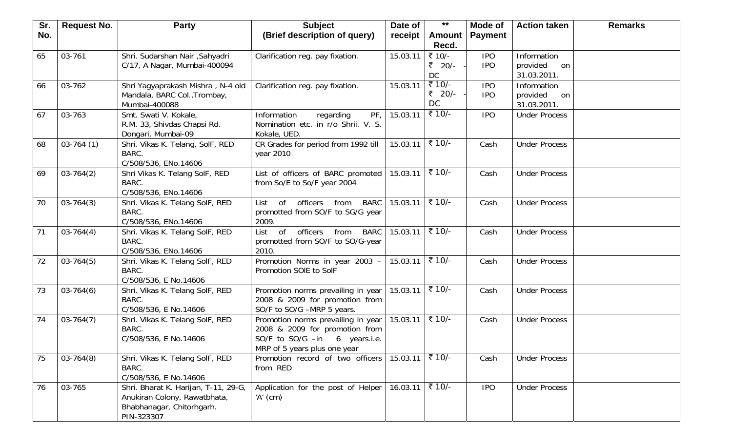| Sr. No. | Request No. | Party | Subject (Brief description of query) | Date of receipt | ** Amount Recd. | Mode of Payment | Action taken | Remarks |
|---|---|---|---|---|---|---|---|---|
| 65 | 03-761 | Shri. Sudarshan Nair ,Sahyadri C/17, A Nagar, Mumbai-400094 | Clarification reg. pay fixation. | 15.03.11 | ₹ 10/-<br>₹ 20/- - DC | IPO<br>IPO | Information provided on 31.03.2011. | |
| 66 | 03-762 | Shri Yagyaprakash Mishra , N-4 old Mandala, BARC Col.,Trombay, Mumbai-400088 | Clarification reg. pay fixation. | 15.03.11 | ₹ 10/-<br>₹ 20/- - DC | IPO<br>IPO | Information provided on 31.03.2011. | |
| 67 | 03-763 | Smt. Swati V. Kokale, R.M. 33, Shivdas Chapsi Rd. Dongari, Mumbai-09 | Information regarding PF, Nomination etc. in r/o Shrii. V. S. Kokale, UED. | 15.03.11 | ₹ 10/- | IPO | Under Process | |
| 68 | 03-764 (1) | Shri. Vikas K. Telang, SolF, RED BARC. C/508/536, ENo.14606 | CR Grades for period from 1992 till year 2010 | 15.03.11 | ₹ 10/- | Cash | Under Process | |
| 69 | 03-764(2) | Shri Vikas K. Telang SolF, RED BARC. C/508/536, ENo.14606 | List of officers of BARC promoted from So/E to So/F year 2004 | 15.03.11 | ₹ 10/- | Cash | Under Process | |
| 70 | 03-764(3) | Shri. Vikas K. Telang SolF, RED BARC. C/508/536, ENo.14606 | List of officers from BARC promotted from SO/F to SG/G year 2009. | 15.03.11 | ₹ 10/- | Cash | Under Process | |
| 71 | 03-764(4) | Shri. Vikas K. Telang SolF, RED BARC. C/508/536, ENo.14606 | List of officers from BARC promotted from SO/F to SO/G-year 2010. | 15.03.11 | ₹ 10/- | Cash | Under Process | |
| 72 | 03-764(5) | Shri. Vikas K. Telang SolF, RED BARC. C/508/536, E No.14606 | Promotion Norms in year 2003 – Promotion SOIE to SolF | 15.03.11 | ₹ 10/- | Cash | Under Process | |
| 73 | 03-764(6) | Shri. Vikas K. Telang SolF, RED BARC. C/508/536, E No.14606 | Promotion norms prevailing in year 2008 & 2009 for promotion from SO/F to SO/G –MRP 5 years. | 15.03.11 | ₹ 10/- | Cash | Under Process | |
| 74 | 03-764(7) | Shri. Vikas K. Telang SolF, RED BARC. C/508/536, E No.14606 | Promotion norms prevailing in year 2008 & 2009 for promotion from SO/F to SO/G –in 6 years.i.e. MRP of 5 years plus one year | 15.03.11 | ₹ 10/- | Cash | Under Process | |
| 75 | 03-764(8) | Shri. Vikas K. Telang SolF, RED BARC. C/508/536, E No.14606 | Promotion record of two officers from RED | 15.03.11 | ₹ 10/- | Cash | Under Process | |
| 76 | 03-765 | Shri. Bharat K. Harijan, T-11, 29-G, Anukiran Colony, Rawatbhata, Bhabhanagar, Chitorhgarh. PIN-323307 | Application for the post of Helper 'A' (cm) | 16.03.11 | ₹ 10/- | IPO | Under Process | |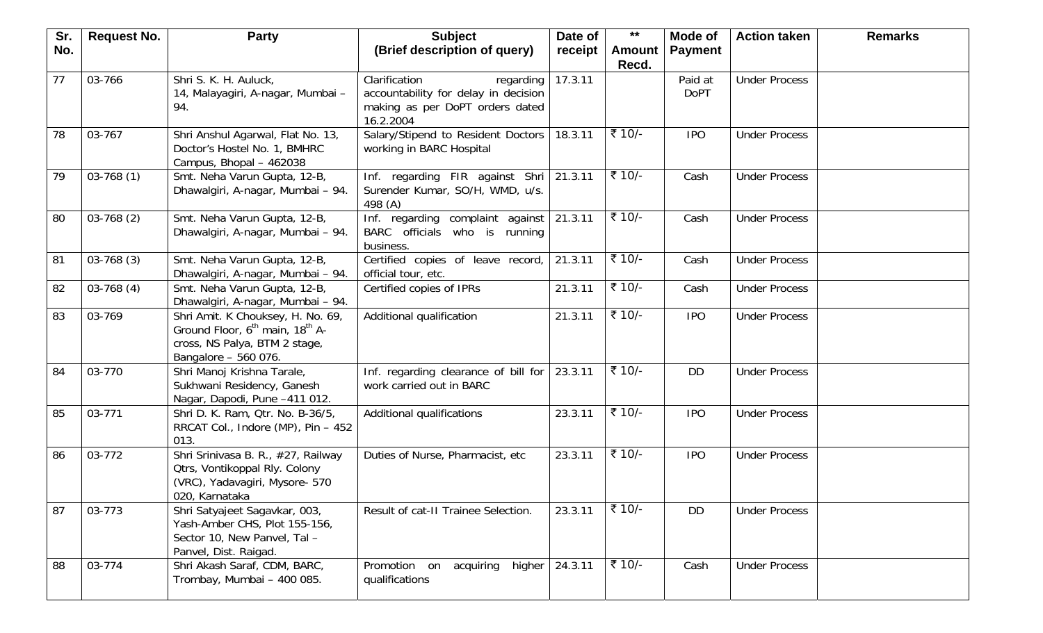| Sr. No. | Request No. | Party | Subject (Brief description of query) | Date of receipt | ** Amount Recd. | Mode of Payment | Action taken | Remarks |
|---|---|---|---|---|---|---|---|---|
| 77 | 03-766 | Shri S. K. H. Auluck, 14, Malayagiri, A-nagar, Mumbai – 94. | Clarification regarding accountability for delay in decision making as per DoPT orders dated 16.2.2004 | 17.3.11 | | Paid at DoPT | Under Process | |
| 78 | 03-767 | Shri Anshul Agarwal, Flat No. 13, Doctor's Hostel No. 1, BMHRC Campus, Bhopal – 462038 | Salary/Stipend to Resident Doctors working in BARC Hospital | 18.3.11 | ₹ 10/- | IPO | Under Process | |
| 79 | 03-768 (1) | Smt. Neha Varun Gupta, 12-B, Dhawalgiri, A-nagar, Mumbai – 94. | Inf. regarding FIR against Shri Surender Kumar, SO/H, WMD, u/s. 498 (A) | 21.3.11 | ₹ 10/- | Cash | Under Process | |
| 80 | 03-768 (2) | Smt. Neha Varun Gupta, 12-B, Dhawalgiri, A-nagar, Mumbai – 94. | Inf. regarding complaint against BARC officials who is running business. | 21.3.11 | ₹ 10/- | Cash | Under Process | |
| 81 | 03-768 (3) | Smt. Neha Varun Gupta, 12-B, Dhawalgiri, A-nagar, Mumbai – 94. | Certified copies of leave record, official tour, etc. | 21.3.11 | ₹ 10/- | Cash | Under Process | |
| 82 | 03-768 (4) | Smt. Neha Varun Gupta, 12-B, Dhawalgiri, A-nagar, Mumbai – 94. | Certified copies of IPRs | 21.3.11 | ₹ 10/- | Cash | Under Process | |
| 83 | 03-769 | Shri Amit. K Chouksey, H. No. 69, Ground Floor, 6th main, 18th A-cross, NS Palya, BTM 2 stage, Bangalore – 560 076. | Additional qualification | 21.3.11 | ₹ 10/- | IPO | Under Process | |
| 84 | 03-770 | Shri Manoj Krishna Tarale, Sukhwani Residency, Ganesh Nagar, Dapodi, Pune –411 012. | Inf. regarding clearance of bill for work carried out in BARC | 23.3.11 | ₹ 10/- | DD | Under Process | |
| 85 | 03-771 | Shri D. K. Ram, Qtr. No. B-36/5, RRCAT Col., Indore (MP), Pin – 452 013. | Additional qualifications | 23.3.11 | ₹ 10/- | IPO | Under Process | |
| 86 | 03-772 | Shri Srinivasa B. R., #27, Railway Qtrs, Vontikoppal Rly. Colony (VRC), Yadavagiri, Mysore- 570 020, Karnataka | Duties of Nurse, Pharmacist, etc | 23.3.11 | ₹ 10/- | IPO | Under Process | |
| 87 | 03-773 | Shri Satyajeet Sagavkar, 003, Yash-Amber CHS, Plot 155-156, Sector 10, New Panvel, Tal – Panvel, Dist. Raigad. | Result of cat-II Trainee Selection. | 23.3.11 | ₹ 10/- | DD | Under Process | |
| 88 | 03-774 | Shri Akash Saraf, CDM, BARC, Trombay, Mumbai – 400 085. | Promotion on acquiring higher qualifications | 24.3.11 | ₹ 10/- | Cash | Under Process | |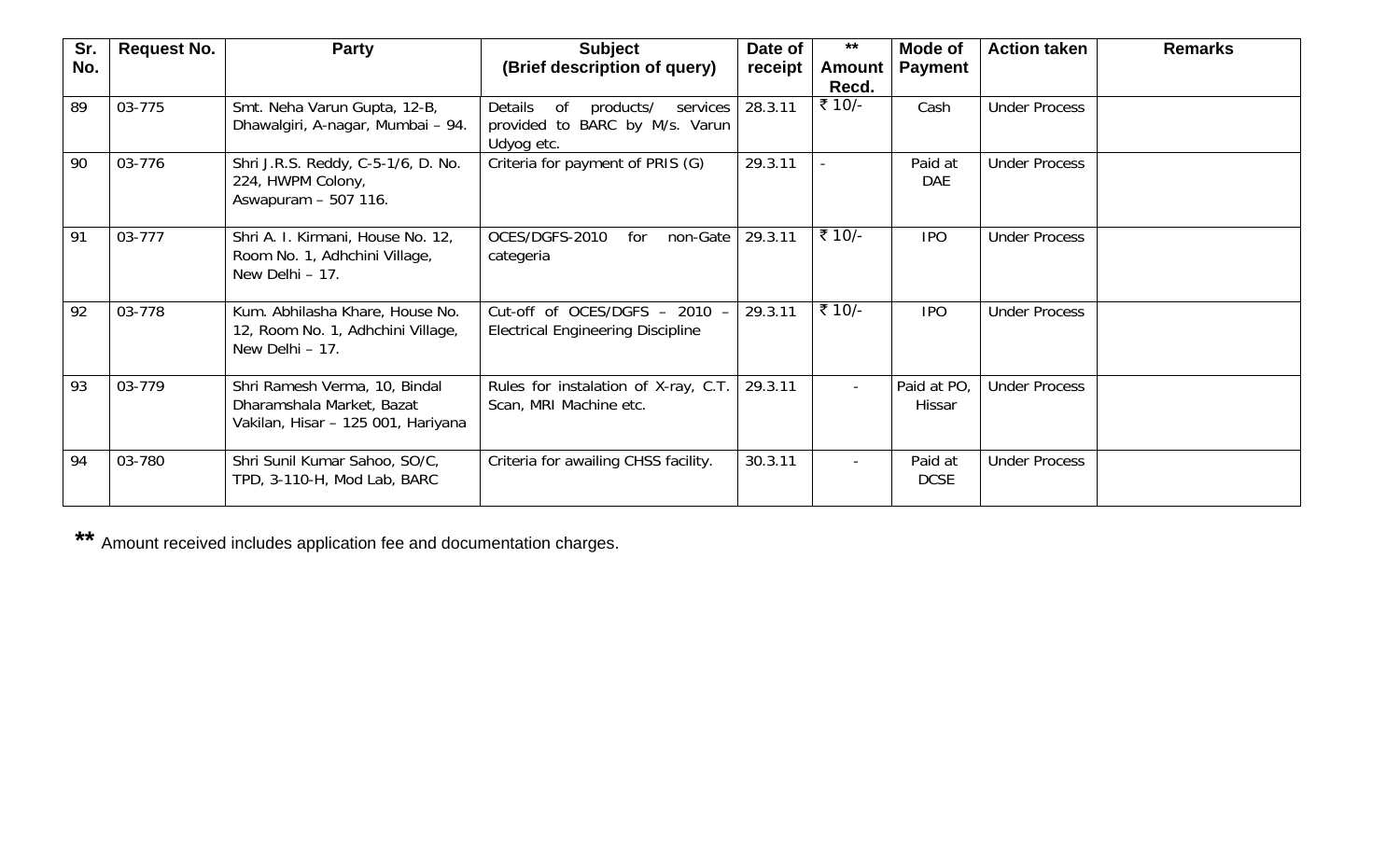| Sr. No. | Request No. | Party | Subject (Brief description of query) | Date of receipt | ** Amount Recd. | Mode of Payment | Action taken | Remarks |
|---|---|---|---|---|---|---|---|---|
| 89 | 03-775 | Smt. Neha Varun Gupta, 12-B, Dhawalgiri, A-nagar, Mumbai – 94. | Details of products/ services provided to BARC by M/s. Varun Udyog etc. | 28.3.11 | ₹ 10/- | Cash | Under Process | |
| 90 | 03-776 | Shri J.R.S. Reddy, C-5-1/6, D. No. 224, HWPM Colony, Aswapuram – 507 116. | Criteria for payment of PRIS (G) | 29.3.11 | - | Paid at DAE | Under Process | |
| 91 | 03-777 | Shri A. I. Kirmani, House No. 12, Room No. 1, Adhchini Village, New Delhi – 17. | OCES/DGFS-2010 for non-Gate categeria | 29.3.11 | ₹ 10/- | IPO | Under Process | |
| 92 | 03-778 | Kum. Abhilasha Khare, House No. 12, Room No. 1, Adhchini Village, New Delhi – 17. | Cut-off of OCES/DGFS – 2010 – Electrical Engineering Discipline | 29.3.11 | ₹ 10/- | IPO | Under Process | |
| 93 | 03-779 | Shri Ramesh Verma, 10, Bindal Dharamshala Market, Bazat Vakilan, Hisar – 125 001, Hariyana | Rules for instalation of X-ray, C.T. Scan, MRI Machine etc. | 29.3.11 | - | Paid at PO, Hissar | Under Process | |
| 94 | 03-780 | Shri Sunil Kumar Sahoo, SO/C, TPD, 3-110-H, Mod Lab, BARC | Criteria for awailing CHSS facility. | 30.3.11 | - | Paid at DCSE | Under Process | |

** Amount received includes application fee and documentation charges.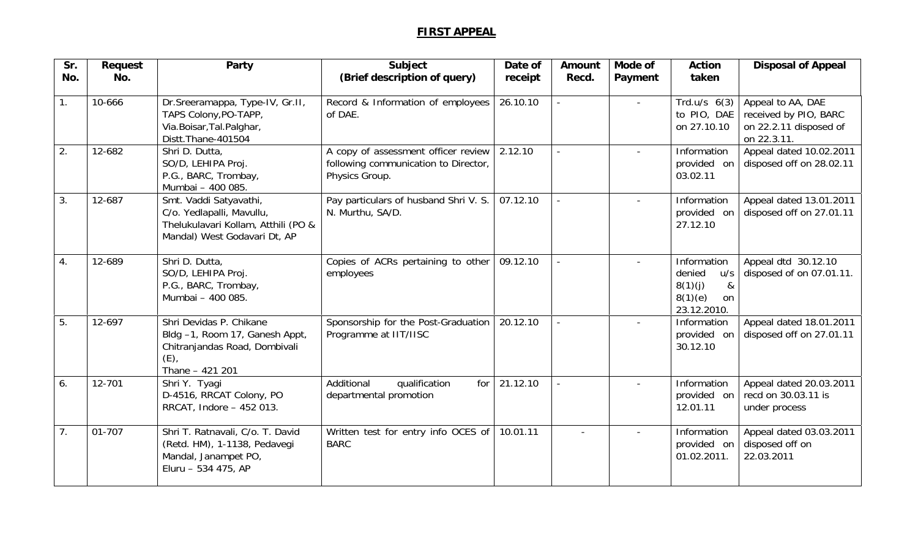## FIRST APPEAL

| Sr. No. | Request No. | Party | Subject (Brief description of query) | Date of receipt | Amount Recd. | Mode of Payment | Action taken | Disposal of Appeal |
|---|---|---|---|---|---|---|---|---|
| 1. | 10-666 | Dr.Sreeramappa, Type-IV, Gr.II, TAPS Colony,PO-TAPP, Via.Boisar,Tal.Palghar, Distt.Thane-401504 | Record & Information of employees of DAE. | 26.10.10 | - | - | Trd.u/s 6(3) to PIO, DAE on 27.10.10 | Appeal to AA, DAE received by PIO, BARC on 22.2.11 disposed of on 22.3.11. |
| 2. | 12-682 | Shri D. Dutta, SO/D, LEHIPA Proj. P.G., BARC, Trombay, Mumbai – 400 085. | A copy of assessment officer review following communication to Director, Physics Group. | 2.12.10 | - | - | Information provided on 03.02.11 | Appeal dated 10.02.2011 disposed off on 28.02.11 |
| 3. | 12-687 | Smt. Vaddi Satyavathi, C/o. Yedlapalli, Mavullu, Thelukulavari Kollam, Atthili (PO & Mandal) West Godavari Dt, AP | Pay particulars of husband Shri V. S. N. Murthu, SA/D. | 07.12.10 | - | - | Information provided on 27.12.10 | Appeal dated 13.01.2011 disposed off on 27.01.11 |
| 4. | 12-689 | Shri D. Dutta, SO/D, LEHIPA Proj. P.G., BARC, Trombay, Mumbai – 400 085. | Copies of ACRs pertaining to other employees | 09.12.10 | - | - | Information denied u/s 8(1)(j) & 8(1)(e) on 23.12.2010. | Appeal dtd 30.12.10 disposed of on 07.01.11. |
| 5. | 12-697 | Shri Devidas P. Chikane Bldg –1, Room 17, Ganesh Appt, Chitranjandas Road, Dombivali (E), Thane – 421 201 | Sponsorship for the Post-Graduation Programme at IIT/IISC | 20.12.10 | - | - | Information provided on 30.12.10 | Appeal dated 18.01.2011 disposed off on 27.01.11 |
| 6. | 12-701 | Shri Y. Tyagi D-4516, RRCAT Colony, PO RRCAT, Indore – 452 013. | Additional qualification for departmental promotion | 21.12.10 | - | - | Information provided on 12.01.11 | Appeal dated 20.03.2011 recd on 30.03.11 is under process |
| 7. | 01-707 | Shri T. Ratnavali, C/o. T. David (Retd. HM), 1-1138, Pedavegi Mandal, Janampet PO, Eluru – 534 475, AP | Written test for entry info OCES of BARC | 10.01.11 | - | - | Information provided on 01.02.2011. | Appeal dated 03.03.2011 disposed off on 22.03.2011 |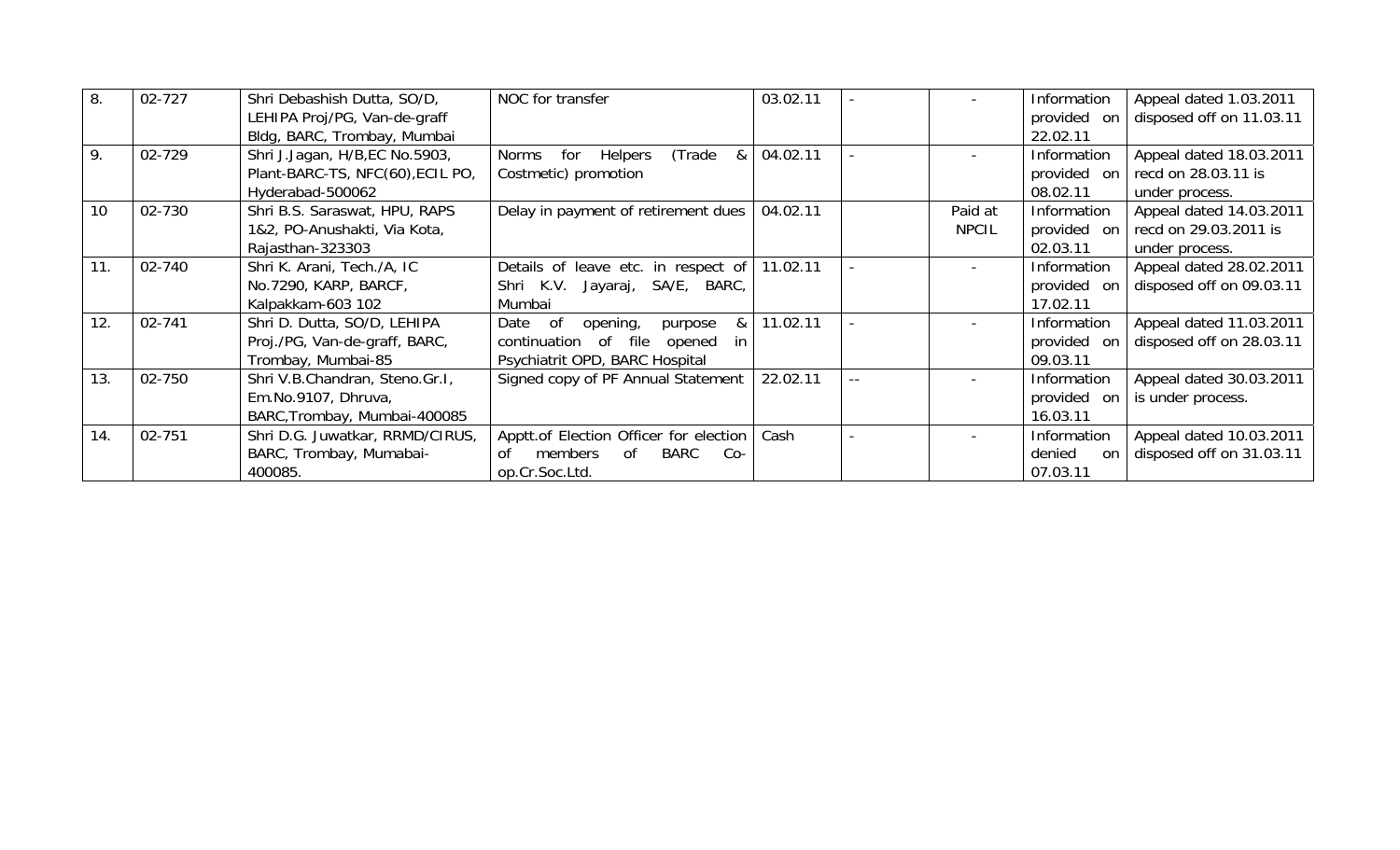| 8. | 02-727 | Shri Debashish Dutta, SO/D, LEHIPA Proj/PG, Van-de-graff Bldg, BARC, Trombay, Mumbai | NOC for transfer | 03.02.11 | - | - | Information provided on 22.02.11 | Appeal dated 1.03.2011 disposed off on 11.03.11 |
|---|---|---|---|---|---|---|---|---|
| 9. | 02-729 | Shri J.Jagan, H/B,EC No.5903, Plant-BARC-TS, NFC(60),ECIL PO, Hyderabad-500062 | Norms for Helpers (Trade & Costmetic) promotion | 04.02.11 | - | - | Information provided on 08.02.11 | Appeal dated 18.03.2011 recd on 28.03.11 is under process. |
| 10 | 02-730 | Shri B.S. Saraswat, HPU, RAPS 1&2, PO-Anushakti, Via Kota, Rajasthan-323303 | Delay in payment of retirement dues | 04.02.11 | | Paid at NPCIL | Information provided on 02.03.11 | Appeal dated 14.03.2011 recd on 29.03.2011 is under process. |
| 11. | 02-740 | Shri K. Arani, Tech./A, IC No.7290, KARP, BARCF, Kalpakkam-603 102 | Details of leave etc. in respect of Shri K.V. Jayaraj, SA/E, BARC, Mumbai | 11.02.11 | - | - | Information provided on 17.02.11 | Appeal dated 28.02.2011 disposed off on 09.03.11 |
| 12. | 02-741 | Shri D. Dutta, SO/D, LEHIPA Proj./PG, Van-de-graff, BARC, Trombay, Mumbai-85 | Date of opening, purpose & continuation of file opened in Psychiatrit OPD, BARC Hospital | 11.02.11 | - | - | Information provided on 09.03.11 | Appeal dated 11.03.2011 disposed off on 28.03.11 |
| 13. | 02-750 | Shri V.B.Chandran, Steno.Gr.I, Em.No.9107, Dhruva, BARC,Trombay, Mumbai-400085 | Signed copy of PF Annual Statement | 22.02.11 | -- | - | Information provided on 16.03.11 | Appeal dated 30.03.2011 is under process. |
| 14. | 02-751 | Shri D.G. Juwatkar, RRMD/CIRUS, BARC, Trombay, Mumabai-400085. | Apptt.of Election Officer for election of members of BARC Co-op.Cr.Soc.Ltd. | Cash | - | - | Information denied on 07.03.11 | Appeal dated 10.03.2011 disposed off on 31.03.11 |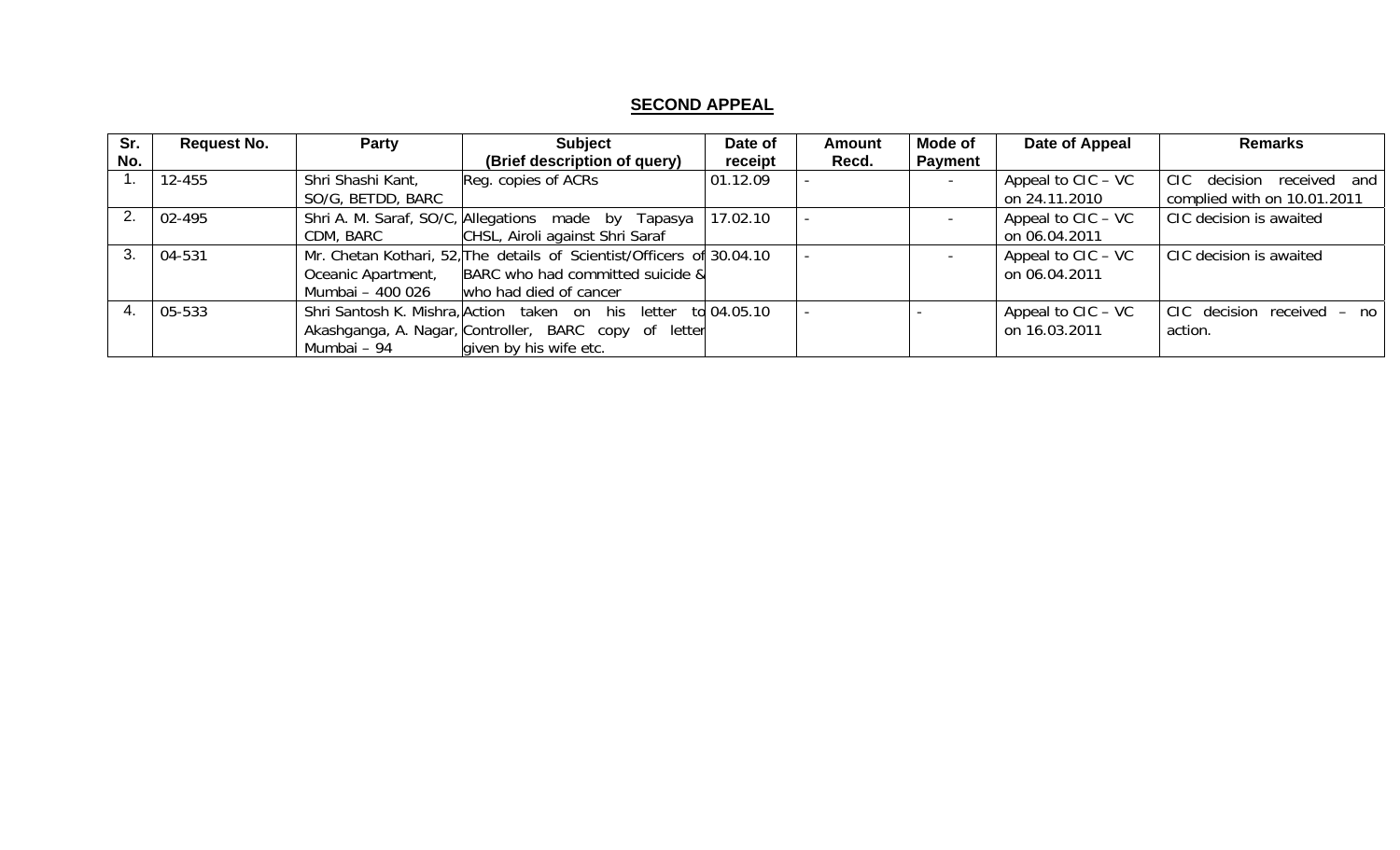## SECOND APPEAL

| Sr. No. | Request No. | Party | Subject (Brief description of query) | Date of receipt | Amount Recd. | Mode of Payment | Date of Appeal | Remarks |
|---|---|---|---|---|---|---|---|---|
| 1. | 12-455 | Shri Shashi Kant, SO/G, BETDD, BARC | Reg. copies of ACRs | 01.12.09 | - | - | Appeal to CIC – VC on 24.11.2010 | CIC decision received and complied with on 10.01.2011 |
| 2. | 02-495 | Shri A. M. Saraf, SO/C, CDM, BARC | Allegations made by Tapasya CHSL, Airoli against Shri Saraf | 17.02.10 | - | - | Appeal to CIC – VC on 06.04.2011 | CIC decision is awaited |
| 3. | 04-531 | Mr. Chetan Kothari, 52, Oceanic Apartment, Mumbai – 400 026 | The details of Scientist/Officers of BARC who had committed suicide & who had died of cancer | 30.04.10 | - | - | Appeal to CIC – VC on 06.04.2011 | CIC decision is awaited |
| 4. | 05-533 | Shri Santosh K. Mishra, Akashganga, A. Nagar, Mumbai – 94 | Action taken on his letter to Controller, BARC copy of letter given by his wife etc. | 04.05.10 | - | - | Appeal to CIC – VC on 16.03.2011 | CIC decision received – no action. |